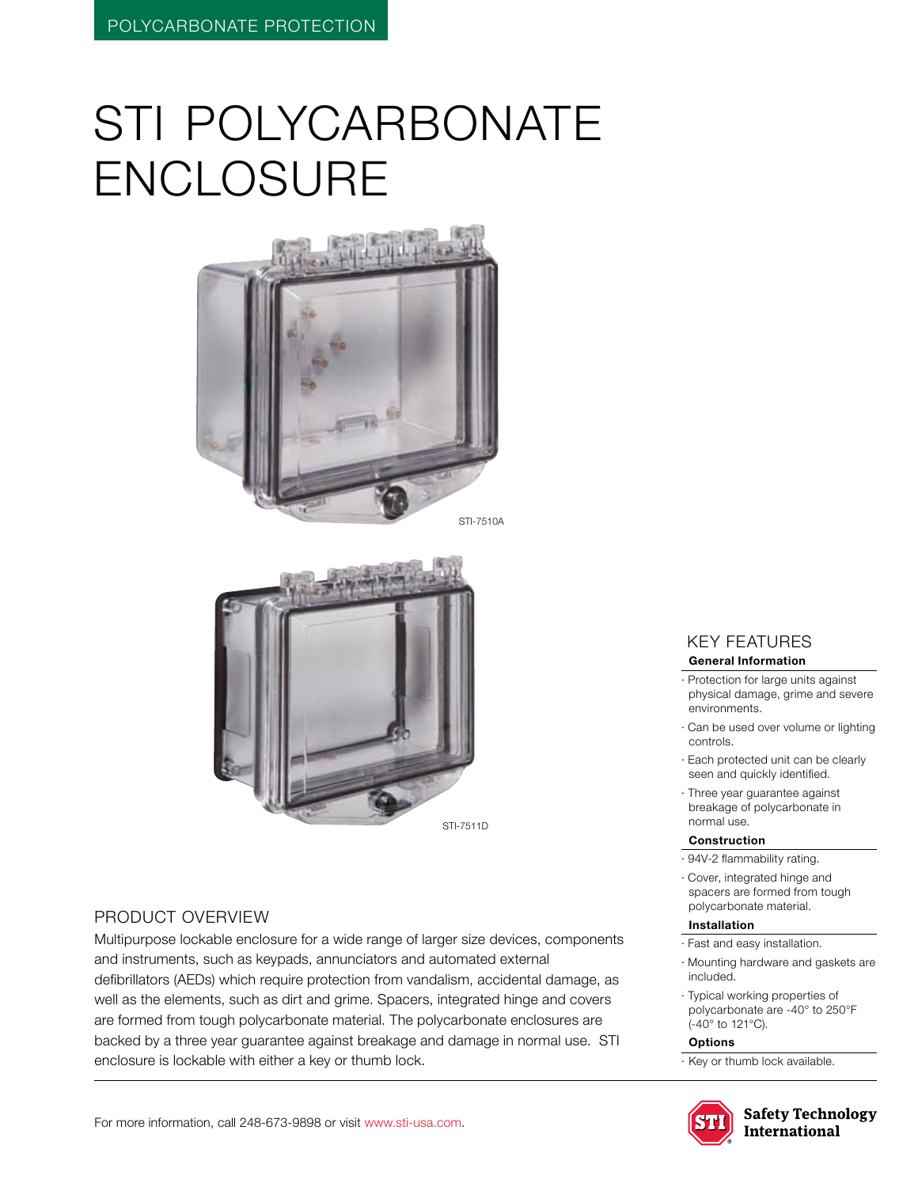POLYCARBONATE PROTECTION

# STI POLYCARBONATE ENCLOSURE

STI-7510A

STI-7511D

## PRODUCT OVERVIEW

Multipurpose lockable enclosure for a wide range of larger size devices, components and instruments, such as keypads, annunciators and automated external defibrillators (AEDs) which require protection from vandalism, accidental damage, as well as the elements, such as dirt and grime. Spacers, integrated hinge and covers are formed from tough polycarbonate material. The polycarbonate enclosures are backed by a three year guarantee against breakage and damage in normal use. STI enclosure is lockable with either a key or thumb lock.

## KEY FEATURES

### General Information

- Protection for large units against physical damage, grime and severe environments.
- Can be used over volume or lighting controls.
- Each protected unit can be clearly seen and quickly identified.
- Three year guarantee against breakage of polycarbonate in normal use.

### Construction

- 94V-2 flammability rating.
- Cover, integrated hinge and spacers are formed from tough polycarbonate material.

### Installation

- Fast and easy installation.
- Mounting hardware and gaskets are included.
- Typical working properties of polycarbonate are -40° to 250°F (-40° to 121°C).

### Options

- Key or thumb lock available.

For more information, call 248-673-9898 or visit www.sti-usa.com.

Safety Technology International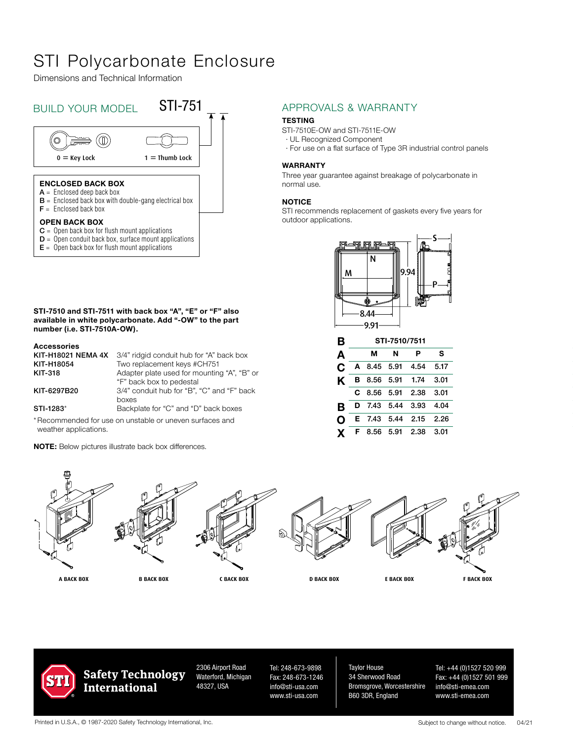# STI Polycarbonate Enclosure

Dimensions and Technical Information

## BUILD YOUR MODEL

STI-751 _ _

0 = Key Lock

1 = Thumb Lock

**ENCLOSED BACK BOX**

- **A** = Enclosed deep back box
- **B** = Enclosed back box with double-gang electrical box
- **F** = Enclosed back box

**OPEN BACK BOX**

- **C** = Open back box for flush mount applications
- **D** = Open conduit back box, surface mount applications
- **E** = Open back box for flush mount applications

**STI-7510 and STI-7511 with back box "A", "E" or "F" also available in white polycarbonate. Add "-OW" to the part number (i.e. STI-7510A-OW).**

### Accessories

| | |
|---|---|
| **KIT-H18021 NEMA 4X** | 3/4" ridgid conduit hub for "A" back box |
| **KIT-H18054** | Two replacement keys #CH751 |
| **KIT-318** | Adapter plate used for mounting "A", "B" or "F" back box to pedestal |
| **KIT-6297B20** | 3/4" conduit hub for "B", "C" and "F" back boxes |
| **STI-1283*** | Backplate for "C" and "D" back boxes |

*Recommended for use on unstable or uneven surfaces and weather applications.

**NOTE:** Below pictures illustrate back box differences.

## APPROVALS & WARRANTY

**TESTING**

STI-7510E-OW and STI-7511E-OW

- UL Recognized Component
- For use on a flat surface of Type 3R industrial control panels

**WARRANTY**

Three year guarantee against breakage of polycarbonate in normal use.

**NOTICE**

STI recommends replacement of gaskets every five years for outdoor applications.

S

N

M

9.94

P

8.44

9.91

| BACK BOX | STI-7510/7511 | | | |
|---|---|---|---|---|
| | M | N | P | S |
| A | 8.45 | 5.91 | 4.54 | 5.17 |
| B | 8.56 | 5.91 | 1.74 | 3.01 |
| C | 8.56 | 5.91 | 2.38 | 3.01 |
| D | 7.43 | 5.44 | 3.93 | 4.04 |
| E | 7.43 | 5.44 | 2.15 | 2.26 |
| F | 8.56 | 5.91 | 2.38 | 3.01 |

A BACK BOX

B BACK BOX

C BACK BOX

D BACK BOX

E BACK BOX

F BACK BOX

**Safety Technology International**

2306 Airport Road
Waterford, Michigan
48327, USA

Tel: 248-673-9898
Fax: 248-673-1246
info@sti-usa.com
www.sti-usa.com

Taylor House
34 Sherwood Road
Bromsgrove, Worcestershire
B60 3DR, England

Tel: +44 (0)1527 520 999
Fax: +44 (0)1527 501 999
info@sti-emea.com
www.sti-emea.com

Printed in U.S.A., © 1987-2020 Safety Technology International, Inc.

Subject to change without notice. 04/21